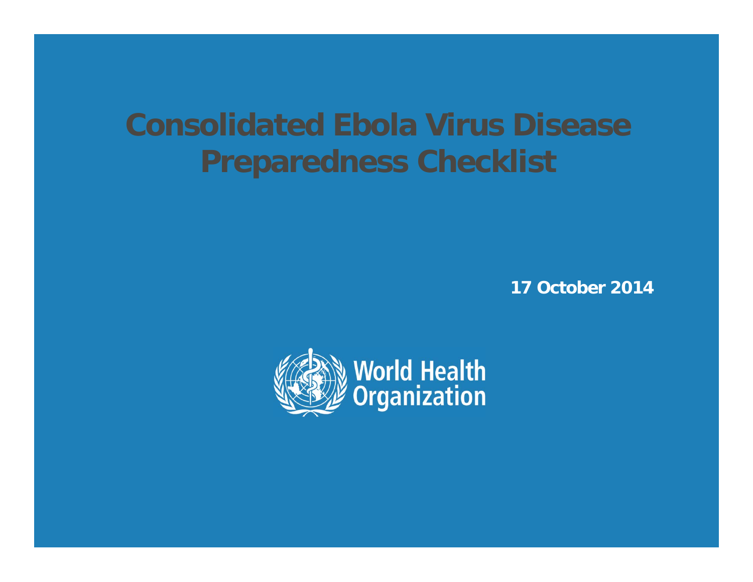# Consolidated Ebola Virus Disease Preparedness Checklist

**17 October 2014**

World Health Organization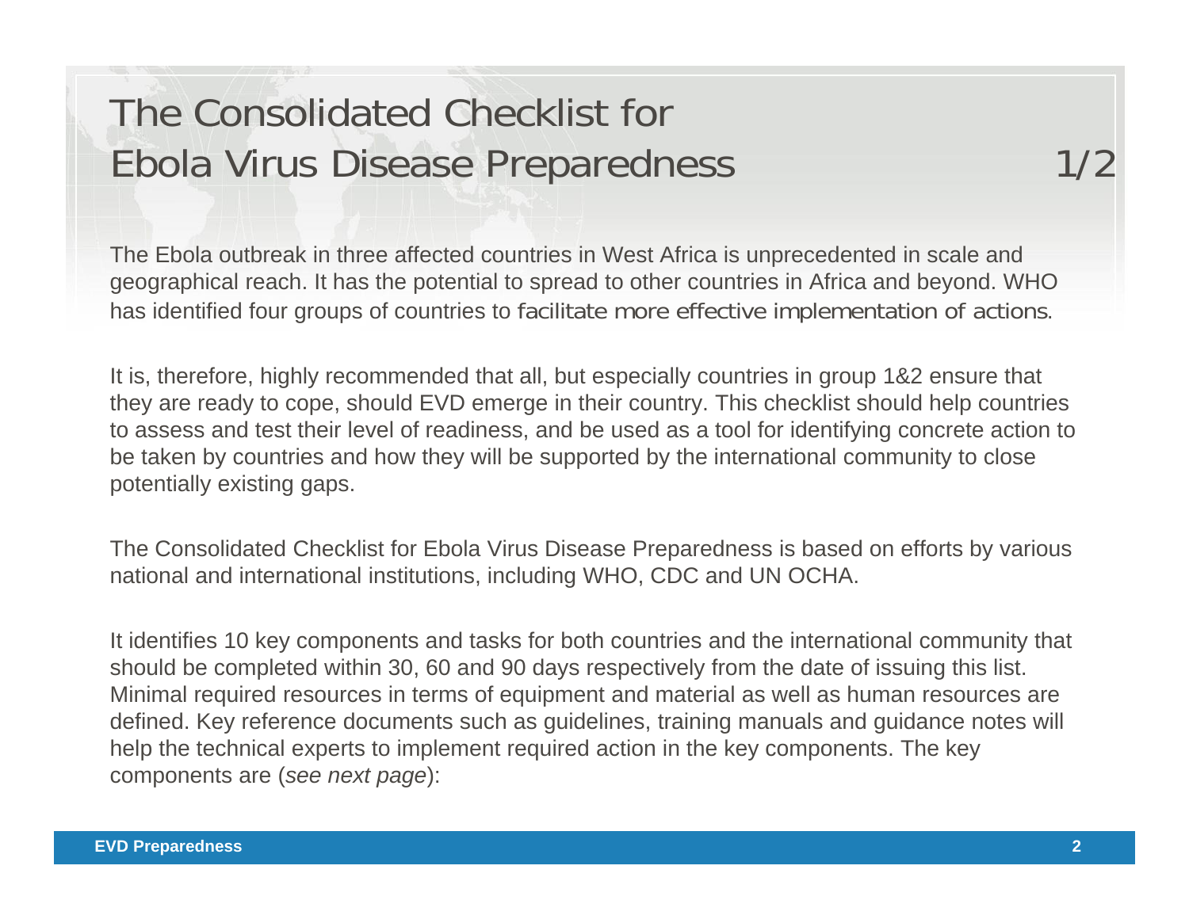# The Consolidated Checklist for Ebola Virus Disease Preparedness 1/2

The Ebola outbreak in three affected countries in West Africa is unprecedented in scale and geographical reach. It has the potential to spread to other countries in Africa and beyond. WHO has identified four groups of countries to facilitate more effective implementation of actions.

It is, therefore, highly recommended that all, but especially countries in group 1&2 ensure that they are ready to cope, should EVD emerge in their country. This checklist should help countries to assess and test their level of readiness, and be used as a tool for identifying concrete action to be taken by countries and how they will be supported by the international community to close potentially existing gaps.

The Consolidated Checklist for Ebola Virus Disease Preparedness is based on efforts by various national and international institutions, including WHO, CDC and UN OCHA.

It identifies 10 key components and tasks for both countries and the international community that should be completed within 30, 60 and 90 days respectively from the date of issuing this list. Minimal required resources in terms of equipment and material as well as human resources are defined. Key reference documents such as guidelines, training manuals and guidance notes will help the technical experts to implement required action in the key components. The key components are (*see next page*):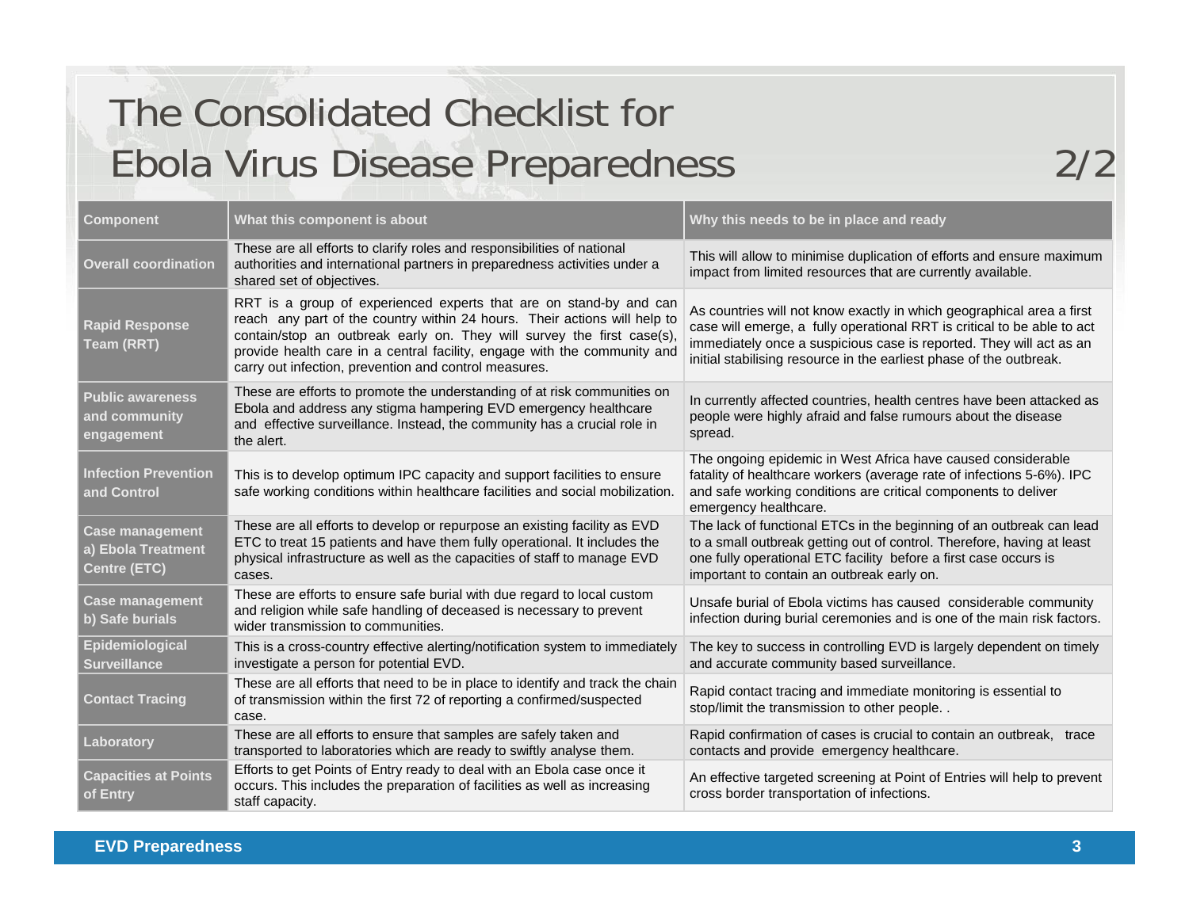# The Consolidated Checklist for Ebola Virus Disease Preparedness 2/2

| Component | What this component is about | Why this needs to be in place and ready |
|---|---|---|
| Overall coordination | These are all efforts to clarify roles and responsibilities of national authorities and international partners in preparedness activities under a shared set of objectives. | This will allow to minimise duplication of efforts and ensure maximum impact from limited resources that are currently available. |
| Rapid Response Team (RRT) | RRT is a group of experienced experts that are on stand-by and can reach any part of the country within 24 hours. Their actions will help to contain/stop an outbreak early on. They will survey the first case(s), provide health care in a central facility, engage with the community and carry out infection, prevention and control measures. | As countries will not know exactly in which geographical area a first case will emerge, a fully operational RRT is critical to be able to act immediately once a suspicious case is reported. They will act as an initial stabilising resource in the earliest phase of the outbreak. |
| Public awareness and community engagement | These are efforts to promote the understanding of at risk communities on Ebola and address any stigma hampering EVD emergency healthcare and effective surveillance. Instead, the community has a crucial role in the alert. | In currently affected countries, health centres have been attacked as people were highly afraid and false rumours about the disease spread. |
| Infection Prevention and Control | This is to develop optimum IPC capacity and support facilities to ensure safe working conditions within healthcare facilities and social mobilization. | The ongoing epidemic in West Africa have caused considerable fatality of healthcare workers (average rate of infections 5-6%). IPC and safe working conditions are critical components to deliver emergency healthcare. |
| Case management a) Ebola Treatment Centre (ETC) | These are all efforts to develop or repurpose an existing facility as EVD ETC to treat 15 patients and have them fully operational. It includes the physical infrastructure as well as the capacities of staff to manage EVD cases. | The lack of functional ETCs in the beginning of an outbreak can lead to a small outbreak getting out of control. Therefore, having at least one fully operational ETC facility before a first case occurs is important to contain an outbreak early on. |
| Case management b) Safe burials | These are efforts to ensure safe burial with due regard to local custom and religion while safe handling of deceased is necessary to prevent wider transmission to communities. | Unsafe burial of Ebola victims has caused considerable community infection during burial ceremonies and is one of the main risk factors. |
| Epidemiological Surveillance | This is a cross-country effective alerting/notification system to immediately investigate a person for potential EVD. | The key to success in controlling EVD is largely dependent on timely and accurate community based surveillance. |
| Contact Tracing | These are all efforts that need to be in place to identify and track the chain of transmission within the first 72 of reporting a confirmed/suspected case. | Rapid contact tracing and immediate monitoring is essential to stop/limit the transmission to other people. . |
| Laboratory | These are all efforts to ensure that samples are safely taken and transported to laboratories which are ready to swiftly analyse them. | Rapid confirmation of cases is crucial to contain an outbreak, trace contacts and provide emergency healthcare. |
| Capacities at Points of Entry | Efforts to get Points of Entry ready to deal with an Ebola case once it occurs. This includes the preparation of facilities as well as increasing staff capacity. | An effective targeted screening at Point of Entries will help to prevent cross border transportation of infections. |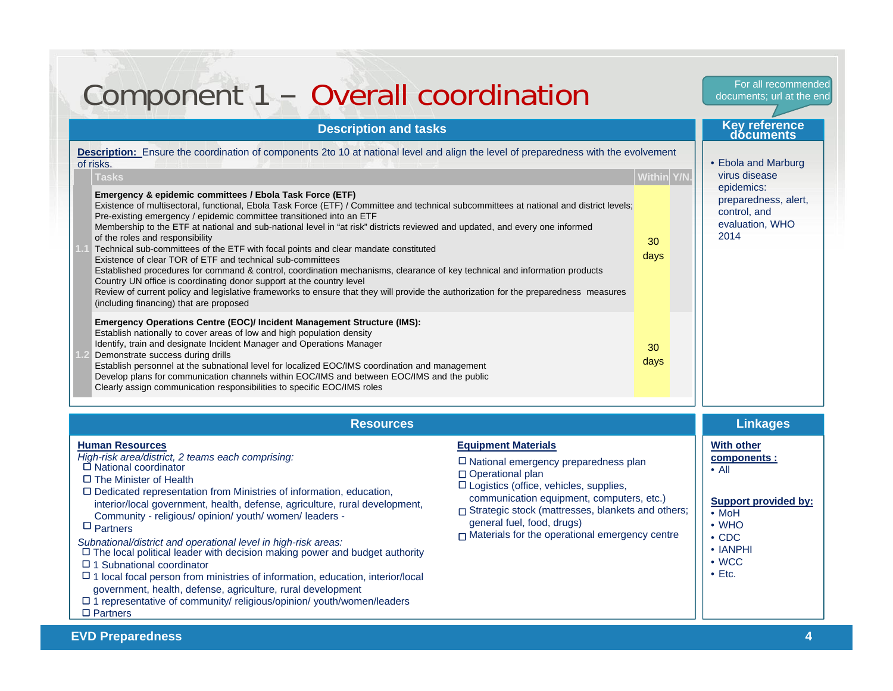# Component 1 – Overall coordination

For all recommended documents; url at the end

## Description and tasks

**Description:** Ensure the coordination of components 2to 10 at national level and align the level of preparedness with the evolvement of risks.

| | Tasks | Within | Y/N. |
|---|---|---|---|
| 1.1 | **Emergency & epidemic committees / Ebola Task Force (ETF)**<br>Existence of multisectoral, functional, Ebola Task Force (ETF) / Committee and technical subcommittees at national and district levels; Pre-existing emergency / epidemic committee transitioned into an ETF<br>Membership to the ETF at national and sub-national level in "at risk" districts reviewed and updated, and every one informed of the roles and responsibility<br>Technical sub-committees of the ETF with focal points and clear mandate constituted<br>Existence of clear TOR of ETF and technical sub-committees<br>Established procedures for command & control, coordination mechanisms, clearance of key technical and information products<br>Country UN office is coordinating donor support at the country level<br>Review of current policy and legislative frameworks to ensure that they will provide the authorization for the preparedness measures (including financing) that are proposed | 30 days | |
| 1.2 | **Emergency Operations Centre (EOC)/ Incident Management Structure (IMS):**<br>Establish nationally to cover areas of low and high population density<br>Identify, train and designate Incident Manager and Operations Manager<br>Demonstrate success during drills<br>Establish personnel at the subnational level for localized EOC/IMS coordination and management<br>Develop plans for communication channels within EOC/IMS and between EOC/IMS and the public<br>Clearly assign communication responsibilities to specific EOC/IMS roles | 30 days | |

## Key reference documents

- Ebola and Marburg virus disease epidemics: preparedness, alert, control, and evaluation, WHO 2014

## Resources

**Human Resources**

*High-risk area/district, 2 teams each comprising:*

- ☐ National coordinator
- ☐ The Minister of Health
- ☐ Dedicated representation from Ministries of information, education, interior/local government, health, defense, agriculture, rural development, Community - religious/ opinion/ youth/ women/ leaders -
- ☐ Partners

*Subnational/district and operational level in high-risk areas:*

- ☐ The local political leader with decision making power and budget authority
- ☐ 1 Subnational coordinator
- ☐ 1 local focal person from ministries of information, education, interior/local government, health, defense, agriculture, rural development
- ☐ 1 representative of community/ religious/opinion/ youth/women/leaders
- ☐ Partners

**Equipment Materials**

- ☐ National emergency preparedness plan
- ☐ Operational plan
- ☐ Logistics (office, vehicles, supplies, communication equipment, computers, etc.)
- ☐ Strategic stock (mattresses, blankets and others; general fuel, food, drugs)
- ☐ Materials for the operational emergency centre

## Linkages

**With other components :**

- All

**Support provided by:**

- MoH
- WHO
- CDC
- IANPHI
- WCC
- Etc.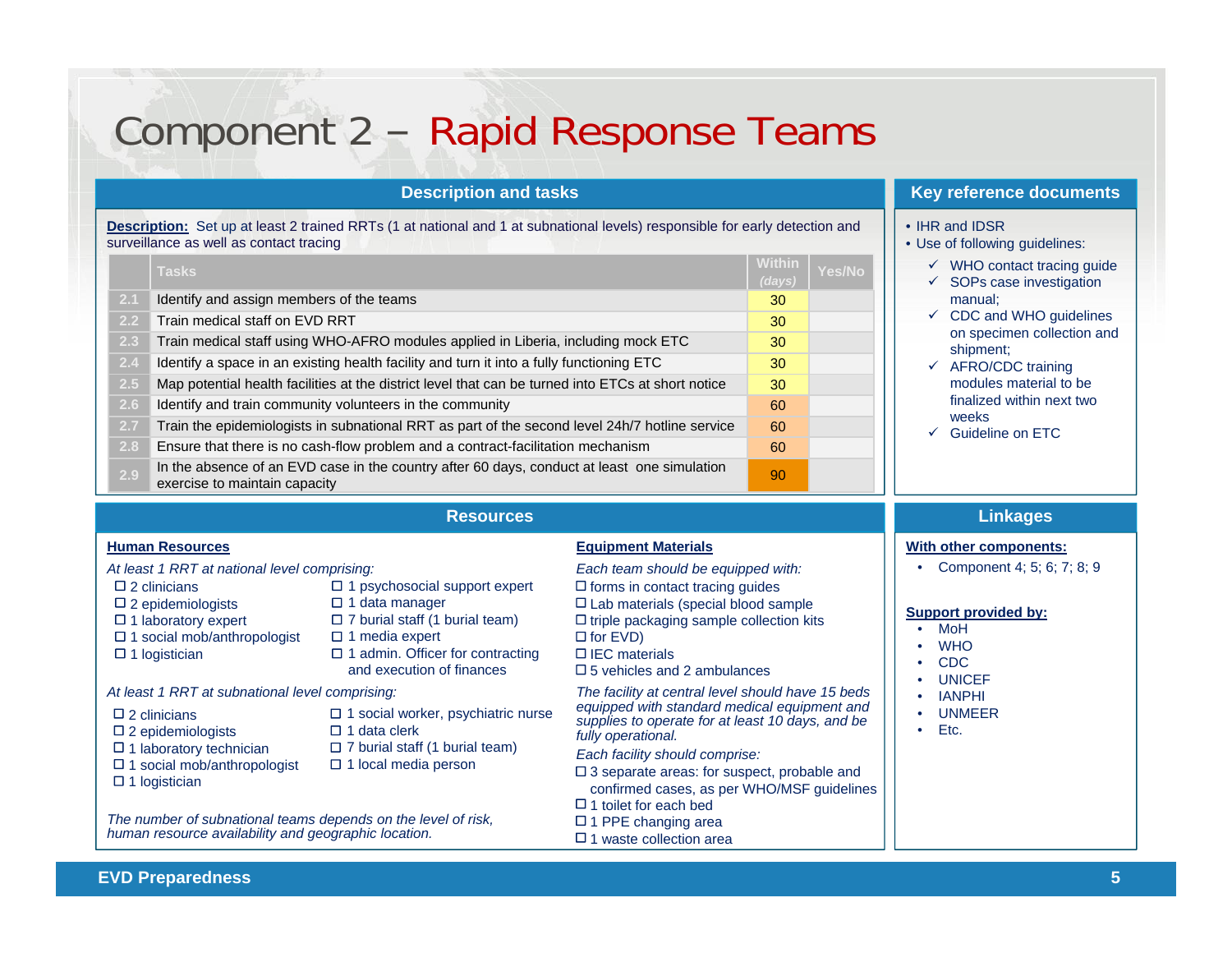# Component 2 – Rapid Response Teams

## Description and tasks

**Description:** Set up at least 2 trained RRTs (1 at national and 1 at subnational levels) responsible for early detection and surveillance as well as contact tracing

| | Tasks | Within (days) | Yes/No |
|---|---|---|---|
| 2.1 | Identify and assign members of the teams | 30 | |
| 2.2 | Train medical staff on EVD RRT | 30 | |
| 2.3 | Train medical staff using WHO-AFRO modules applied in Liberia, including mock ETC | 30 | |
| 2.4 | Identify a space in an existing health facility and turn it into a fully functioning ETC | 30 | |
| 2.5 | Map potential health facilities at the district level that can be turned into ETCs at short notice | 30 | |
| 2.6 | Identify and train community volunteers in the community | 60 | |
| 2.7 | Train the epidemiologists in subnational RRT as part of the second level 24h/7 hotline service | 60 | |
| 2.8 | Ensure that there is no cash-flow problem and a contract-facilitation mechanism | 60 | |
| 2.9 | In the absence of an EVD case in the country after 60 days, conduct at least one simulation exercise to maintain capacity | 90 | |

## Key reference documents

- IHR and IDSR
- Use of following guidelines:
  - ✓ WHO contact tracing guide
  - ✓ SOPs case investigation manual;
  - ✓ CDC and WHO guidelines on specimen collection and shipment;
  - ✓ AFRO/CDC training modules material to be finalized within next two weeks
  - ✓ Guideline on ETC

## Resources

**Human Resources**

*At least 1 RRT at national level comprising:*

- ☐ 2 clinicians
- ☐ 2 epidemiologists
- ☐ 1 laboratory expert
- ☐ 1 social mob/anthropologist
- ☐ 1 logistician
- ☐ 1 psychosocial support expert
- ☐ 1 data manager
- ☐ 7 burial staff (1 burial team)
- ☐ 1 media expert
- ☐ 1 admin. Officer for contracting and execution of finances

*At least 1 RRT at subnational level comprising:*

- ☐ 2 clinicians
- ☐ 2 epidemiologists
- ☐ 1 laboratory technician
- ☐ 1 social mob/anthropologist
- ☐ 1 logistician
- ☐ 1 social worker, psychiatric nurse
- ☐ 1 data clerk
- ☐ 7 burial staff (1 burial team)
- ☐ 1 local media person

*The number of subnational teams depends on the level of risk, human resource availability and geographic location.*

**Equipment Materials**

*Each team should be equipped with:*

- ☐ forms in contact tracing guides
- ☐ Lab materials (special blood sample
- ☐ triple packaging sample collection kits
- ☐ for EVD)
- ☐ IEC materials
- ☐ 5 vehicles and 2 ambulances

*The facility at central level should have 15 beds equipped with standard medical equipment and supplies to operate for at least 10 days, and be fully operational.*

*Each facility should comprise:*

- ☐ 3 separate areas: for suspect, probable and confirmed cases, as per WHO/MSF guidelines
- ☐ 1 toilet for each bed
- ☐ 1 PPE changing area
- ☐ 1 waste collection area

## Linkages

**With other components:**

- Component 4; 5; 6; 7; 8; 9

**Support provided by:**

- MoH
- WHO
- CDC
- UNICEF
- IANPHI
- UNMEER
- Etc.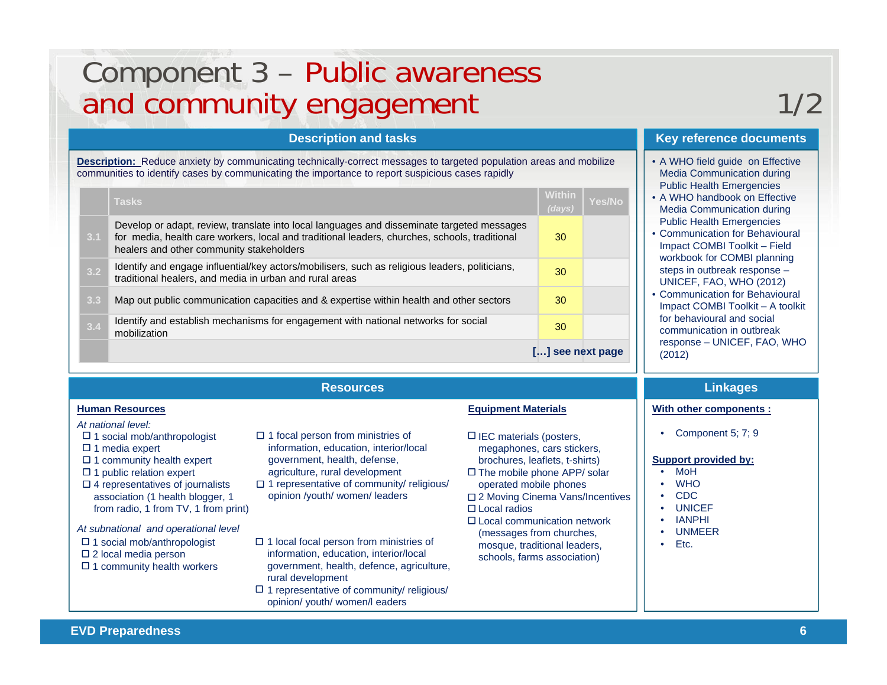# Component 3 – Public awareness and community engagement 1/2

## Description and tasks

**Description:** Reduce anxiety by communicating technically-correct messages to targeted population areas and mobilize communities to identify cases by communicating the importance to report suspicious cases rapidly

| | Tasks | Within *(days)* | Yes/No |
|---|---|---|---|
| 3.1 | Develop or adapt, review, translate into local languages and disseminate targeted messages for media, health care workers, local and traditional leaders, churches, schools, traditional healers and other community stakeholders | 30 | |
| 3.2 | Identify and engage influential/key actors/mobilisers, such as religious leaders, politicians, traditional healers, and media in urban and rural areas | 30 | |
| 3.3 | Map out public communication capacities and & expertise within health and other sectors | 30 | |
| 3.4 | Identify and establish mechanisms for engagement with national networks for social mobilization | 30 | |
| | **[…] see next page** | | |

## Key reference documents

- A WHO field guide on Effective Media Communication during Public Health Emergencies
- A WHO handbook on Effective Media Communication during Public Health Emergencies
- Communication for Behavioural Impact COMBI Toolkit – Field workbook for COMBI planning steps in outbreak response – UNICEF, FAO, WHO (2012)
- Communication for Behavioural Impact COMBI Toolkit – A toolkit for behavioural and social communication in outbreak response – UNICEF, FAO, WHO (2012)

## Resources

**Human Resources**

*At national level:*

- ☐ 1 social mob/anthropologist
- ☐ 1 media expert
- ☐ 1 community health expert
- ☐ 1 public relation expert
- ☐ 4 representatives of journalists association (1 health blogger, 1 from radio, 1 from TV, 1 from print)
- ☐ 1 focal person from ministries of information, education, interior/local government, health, defense, agriculture, rural development
- ☐ 1 representative of community/ religious/ opinion /youth/ women/ leaders

*At subnational and operational level*

- ☐ 1 social mob/anthropologist
- ☐ 2 local media person
- ☐ 1 community health workers
- ☐ 1 local focal person from ministries of information, education, interior/local government, health, defence, agriculture, rural development
- ☐ 1 representative of community/ religious/ opinion/ youth/ women/l eaders

**Equipment Materials**

- ☐ IEC materials (posters, megaphones, cars stickers, brochures, leaflets, t-shirts)
- ☐ The mobile phone APP/ solar operated mobile phones
- ☐ 2 Moving Cinema Vans/Incentives
- ☐ Local radios
- ☐ Local communication network (messages from churches, mosque, traditional leaders, schools, farms association)

## Linkages

**With other components :**

- Component 5; 7; 9

**Support provided by:**

- MoH
- WHO
- CDC
- UNICEF
- IANPHI
- UNMEER
- Etc.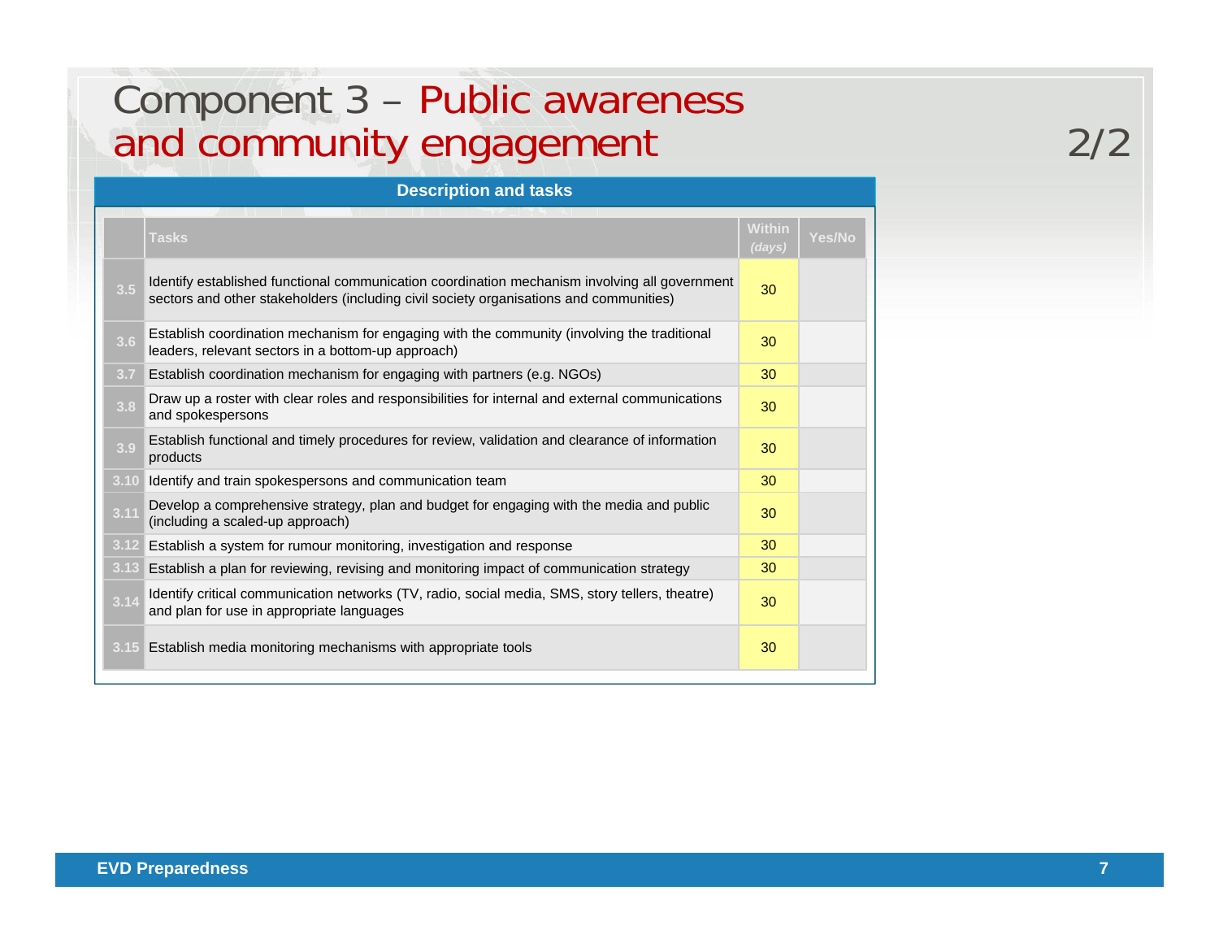# Component 3 – Public awareness and community engagement 2/2

**Description and tasks**

| | Tasks | Within *(days)* | Yes/No |
|---|---|---|---|
| 3.5 | Identify established functional communication coordination mechanism involving all government sectors and other stakeholders (including civil society organisations and communities) | 30 | |
| 3.6 | Establish coordination mechanism for engaging with the community (involving the traditional leaders, relevant sectors in a bottom-up approach) | 30 | |
| 3.7 | Establish coordination mechanism for engaging with partners (e.g. NGOs) | 30 | |
| 3.8 | Draw up a roster with clear roles and responsibilities for internal and external communications and spokespersons | 30 | |
| 3.9 | Establish functional and timely procedures for review, validation and clearance of information products | 30 | |
| 3.10 | Identify and train spokespersons and communication team | 30 | |
| 3.11 | Develop a comprehensive strategy, plan and budget for engaging with the media and public (including a scaled-up approach) | 30 | |
| 3.12 | Establish a system for rumour monitoring, investigation and response | 30 | |
| 3.13 | Establish a plan for reviewing, revising and monitoring impact of communication strategy | 30 | |
| 3.14 | Identify critical communication networks (TV, radio, social media, SMS, story tellers, theatre) and plan for use in appropriate languages | 30 | |
| 3.15 | Establish media monitoring mechanisms with appropriate tools | 30 | |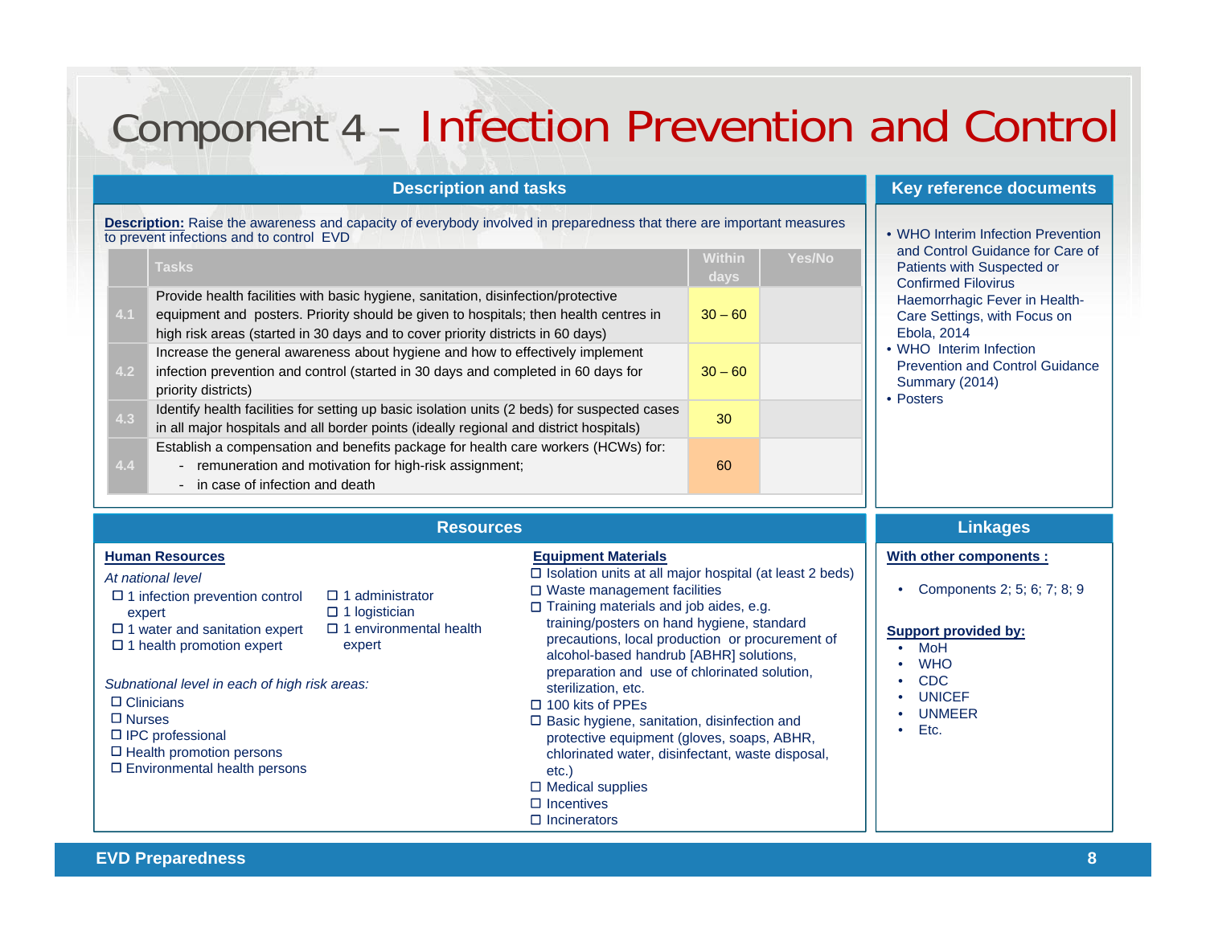# Component 4 – Infection Prevention and Control

## Description and tasks

**Description:** Raise the awareness and capacity of everybody involved in preparedness that there are important measures to prevent infections and to control EVD

| | Tasks | Within days | Yes/No |
|---|---|---|---|
| 4.1 | Provide health facilities with basic hygiene, sanitation, disinfection/protective equipment and posters. Priority should be given to hospitals; then health centres in high risk areas (started in 30 days and to cover priority districts in 60 days) | 30 – 60 | |
| 4.2 | Increase the general awareness about hygiene and how to effectively implement infection prevention and control (started in 30 days and completed in 60 days for priority districts) | 30 – 60 | |
| 4.3 | Identify health facilities for setting up basic isolation units (2 beds) for suspected cases in all major hospitals and all border points (ideally regional and district hospitals) | 30 | |
| 4.4 | Establish a compensation and benefits package for health care workers (HCWs) for:<br>- remuneration and motivation for high-risk assignment;<br>- in case of infection and death | 60 | |

## Key reference documents

- WHO Interim Infection Prevention and Control Guidance for Care of Patients with Suspected or Confirmed Filovirus Haemorrhagic Fever in Health-Care Settings, with Focus on Ebola, 2014
- WHO Interim Infection Prevention and Control Guidance Summary (2014)
- Posters

## Resources

**Human Resources**

*At national level*

- ☐ 1 infection prevention control expert
- ☐ 1 water and sanitation expert
- ☐ 1 health promotion expert
- ☐ 1 administrator
- ☐ 1 logistician
- ☐ 1 environmental health expert

*Subnational level in each of high risk areas:*

- ☐ Clinicians
- ☐ Nurses
- ☐ IPC professional
- ☐ Health promotion persons
- ☐ Environmental health persons

**Equipment Materials**

- ☐ Isolation units at all major hospital (at least 2 beds)
- ☐ Waste management facilities
- ☐ Training materials and job aides, e.g. training/posters on hand hygiene, standard precautions, local production or procurement of alcohol-based handrub [ABHR] solutions, preparation and use of chlorinated solution, sterilization, etc.
- ☐ 100 kits of PPEs
- ☐ Basic hygiene, sanitation, disinfection and protective equipment (gloves, soaps, ABHR, chlorinated water, disinfectant, waste disposal, etc.)
- ☐ Medical supplies
- ☐ Incentives
- ☐ Incinerators

## Linkages

**With other components :**

- Components 2; 5; 6; 7; 8; 9

**Support provided by:**

- MoH
- WHO
- CDC
- UNICEF
- UNMEER
- Etc.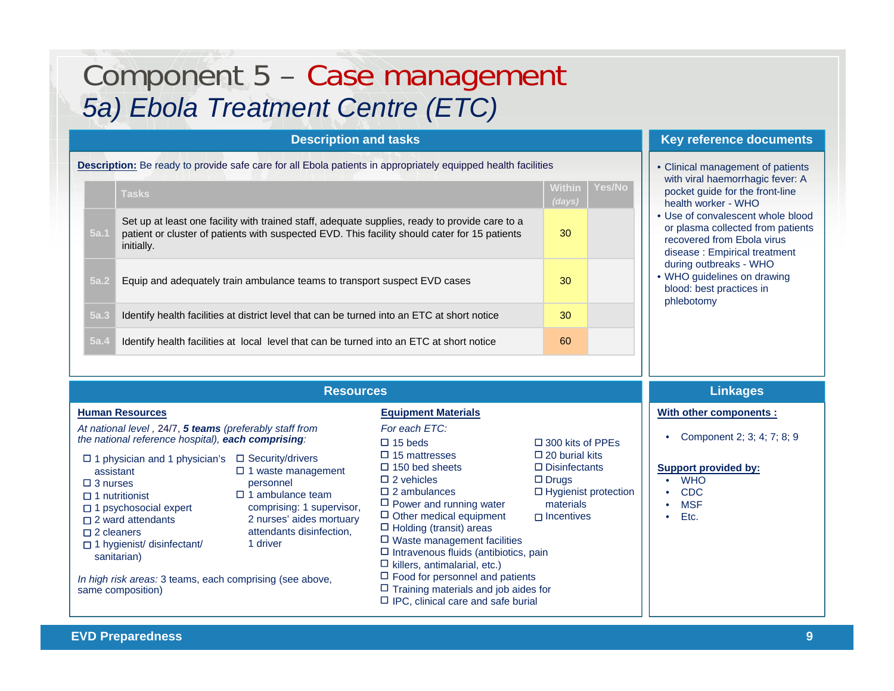# Component 5 – Case management

## 5a) Ebola Treatment Centre (ETC)

### Description and tasks

**Description:** Be ready to provide safe care for all Ebola patients in appropriately equipped health facilities

| | Tasks | Within *(days)* | Yes/No |
|---|---|---|---|
| 5a.1 | Set up at least one facility with trained staff, adequate supplies, ready to provide care to a patient or cluster of patients with suspected EVD. This facility should cater for 15 patients initially. | 30 | |
| 5a.2 | Equip and adequately train ambulance teams to transport suspect EVD cases | 30 | |
| 5a.3 | Identify health facilities at district level that can be turned into an ETC at short notice | 30 | |
| 5a.4 | Identify health facilities at local level that can be turned into an ETC at short notice | 60 | |

### Key reference documents

- Clinical management of patients with viral haemorrhagic fever: A pocket guide for the front-line health worker - WHO
- Use of convalescent whole blood or plasma collected from patients recovered from Ebola virus disease : Empirical treatment during outbreaks - WHO
- WHO guidelines on drawing blood: best practices in phlebotomy

### Resources

**Human Resources**

*At national level ,* 24/7, ***5 teams*** *(preferably staff from the national reference hospital),* ***each comprising****:*

- ☐ 1 physician and 1 physician's assistant
- ☐ 3 nurses
- ☐ 1 nutritionist
- ☐ 1 psychosocial expert
- ☐ 2 ward attendants
- ☐ 2 cleaners
- ☐ 1 hygienist/ disinfectant/ sanitarian)
- ☐ Security/drivers
- ☐ 1 waste management personnel
- ☐ 1 ambulance team comprising: 1 supervisor, 2 nurses' aides mortuary attendants disinfection, 1 driver

*In high risk areas:* 3 teams, each comprising (see above, same composition)

**Equipment Materials**

*For each ETC:*

- ☐ 15 beds
- ☐ 15 mattresses
- ☐ 150 bed sheets
- ☐ 2 vehicles
- ☐ 2 ambulances
- ☐ Power and running water
- ☐ Other medical equipment
- ☐ Holding (transit) areas
- ☐ Waste management facilities
- ☐ Intravenous fluids (antibiotics, pain
- ☐ killers, antimalarial, etc.)
- ☐ Food for personnel and patients
- ☐ Training materials and job aides for
- ☐ IPC, clinical care and safe burial
- ☐ 300 kits of PPEs
- ☐ 20 burial kits
- ☐ Disinfectants
- ☐ Drugs
- ☐ Hygienist protection materials
- ☐ Incentives

### Linkages

**With other components :**

- Component 2; 3; 4; 7; 8; 9

**Support provided by:**

- WHO
- CDC
- MSF
- Etc.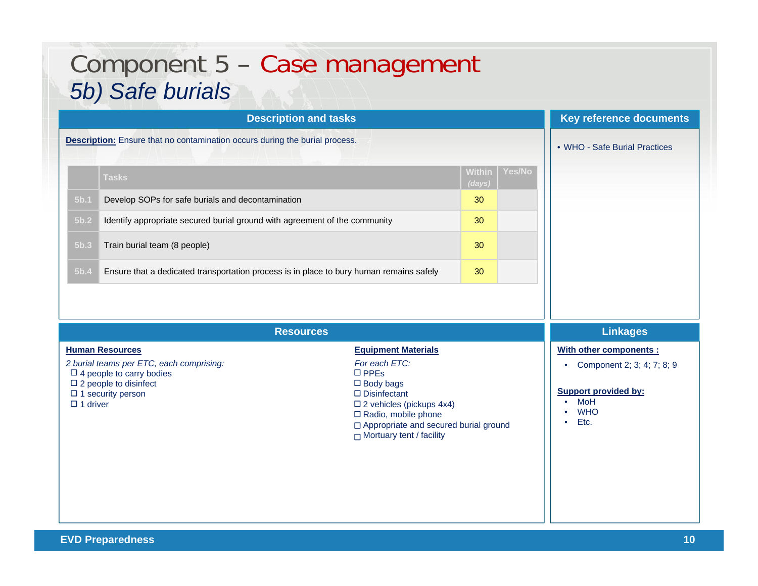# Component 5 – Case management

## 5b) Safe burials

### Description and tasks

**Description:** Ensure that no contamination occurs during the burial process.

| | Tasks | Within *(days)* | Yes/No |
|---|---|---|---|
| 5b.1 | Develop SOPs for safe burials and decontamination | 30 | |
| 5b.2 | Identify appropriate secured burial ground with agreement of the community | 30 | |
| 5b.3 | Train burial team (8 people) | 30 | |
| 5b.4 | Ensure that a dedicated transportation process is in place to bury human remains safely | 30 | |

### Key reference documents

- WHO - Safe Burial Practices

### Resources

**Human Resources**

*2 burial teams per ETC, each comprising:*

- ☐ 4 people to carry bodies
- ☐ 2 people to disinfect
- ☐ 1 security person
- ☐ 1 driver

**Equipment Materials**

*For each ETC:*

- ☐ PPEs
- ☐ Body bags
- ☐ Disinfectant
- ☐ 2 vehicles (pickups 4x4)
- ☐ Radio, mobile phone
- ☐ Appropriate and secured burial ground
- ☐ Mortuary tent / facility

### Linkages

**With other components :**

- Component 2; 3; 4; 7; 8; 9

**Support provided by:**

- MoH
- WHO
- Etc.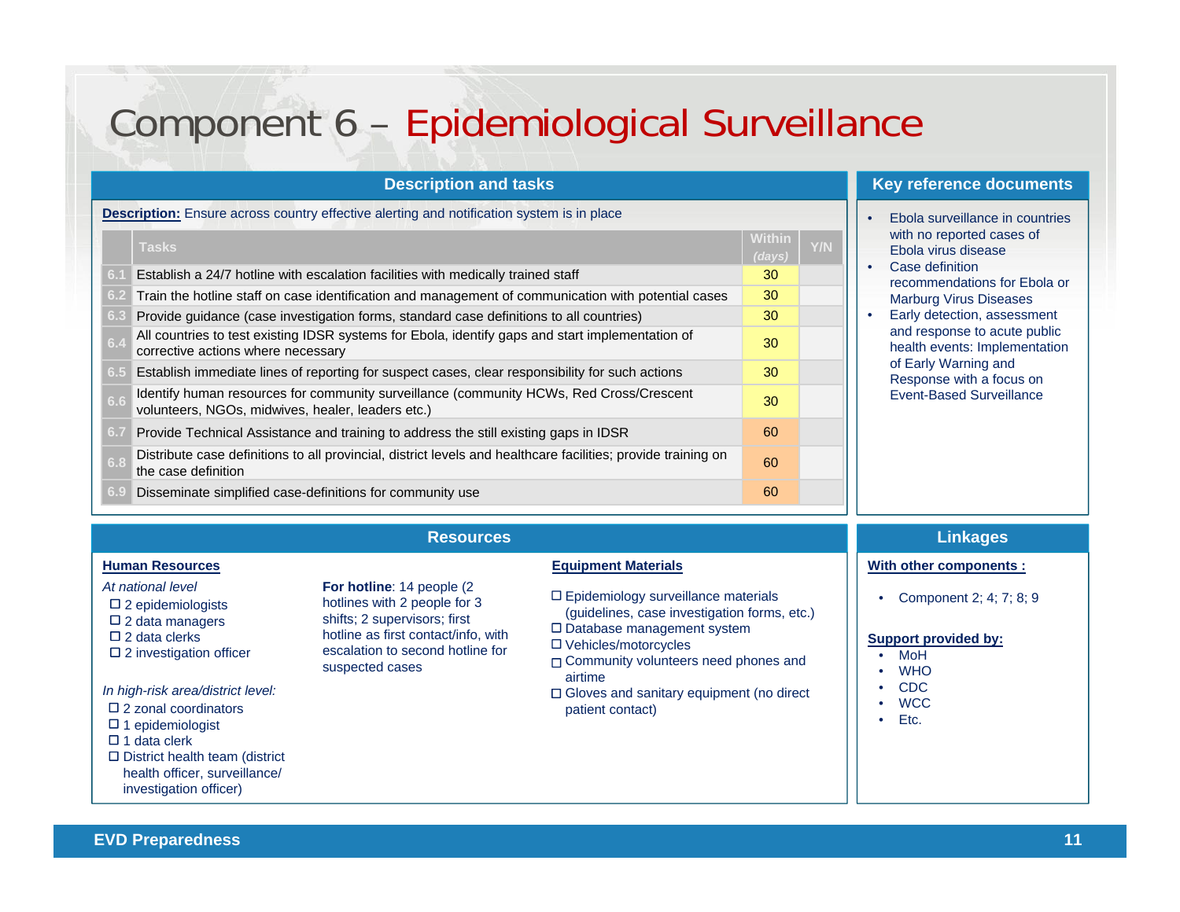# Component 6 – Epidemiological Surveillance

## Description and tasks

**Description:** Ensure across country effective alerting and notification system is in place

| | Tasks | Within (days) | Y/N |
|---|---|---|---|
| 6.1 | Establish a 24/7 hotline with escalation facilities with medically trained staff | 30 | |
| 6.2 | Train the hotline staff on case identification and management of communication with potential cases | 30 | |
| 6.3 | Provide guidance (case investigation forms, standard case definitions to all countries) | 30 | |
| 6.4 | All countries to test existing IDSR systems for Ebola, identify gaps and start implementation of corrective actions where necessary | 30 | |
| 6.5 | Establish immediate lines of reporting for suspect cases, clear responsibility for such actions | 30 | |
| 6.6 | Identify human resources for community surveillance (community HCWs, Red Cross/Crescent volunteers, NGOs, midwives, healer, leaders etc.) | 30 | |
| 6.7 | Provide Technical Assistance and training to address the still existing gaps in IDSR | 60 | |
| 6.8 | Distribute case definitions to all provincial, district levels and healthcare facilities; provide training on the case definition | 60 | |
| 6.9 | Disseminate simplified case-definitions for community use | 60 | |

## Key reference documents

- Ebola surveillance in countries with no reported cases of Ebola virus disease
- Case definition recommendations for Ebola or Marburg Virus Diseases
- Early detection, assessment and response to acute public health events: Implementation of Early Warning and Response with a focus on Event-Based Surveillance

## Resources

**Human Resources**

*At national level*

- ☐ 2 epidemiologists
- ☐ 2 data managers
- ☐ 2 data clerks
- ☐ 2 investigation officer

*In high-risk area/district level:*

- ☐ 2 zonal coordinators
- ☐ 1 epidemiologist
- ☐ 1 data clerk
- ☐ District health team (district health officer, surveillance/ investigation officer)

**For hotline**: 14 people (2 hotlines with 2 people for 3 shifts; 2 supervisors; first hotline as first contact/info, with escalation to second hotline for suspected cases

**Equipment Materials**

- ☐ Epidemiology surveillance materials (guidelines, case investigation forms, etc.)
- ☐ Database management system
- ☐ Vehicles/motorcycles
- ☐ Community volunteers need phones and airtime
- ☐ Gloves and sanitary equipment (no direct patient contact)

## Linkages

**With other components :**

- Component 2; 4; 7; 8; 9

**Support provided by:**

- MoH
- WHO
- CDC
- WCC
- Etc.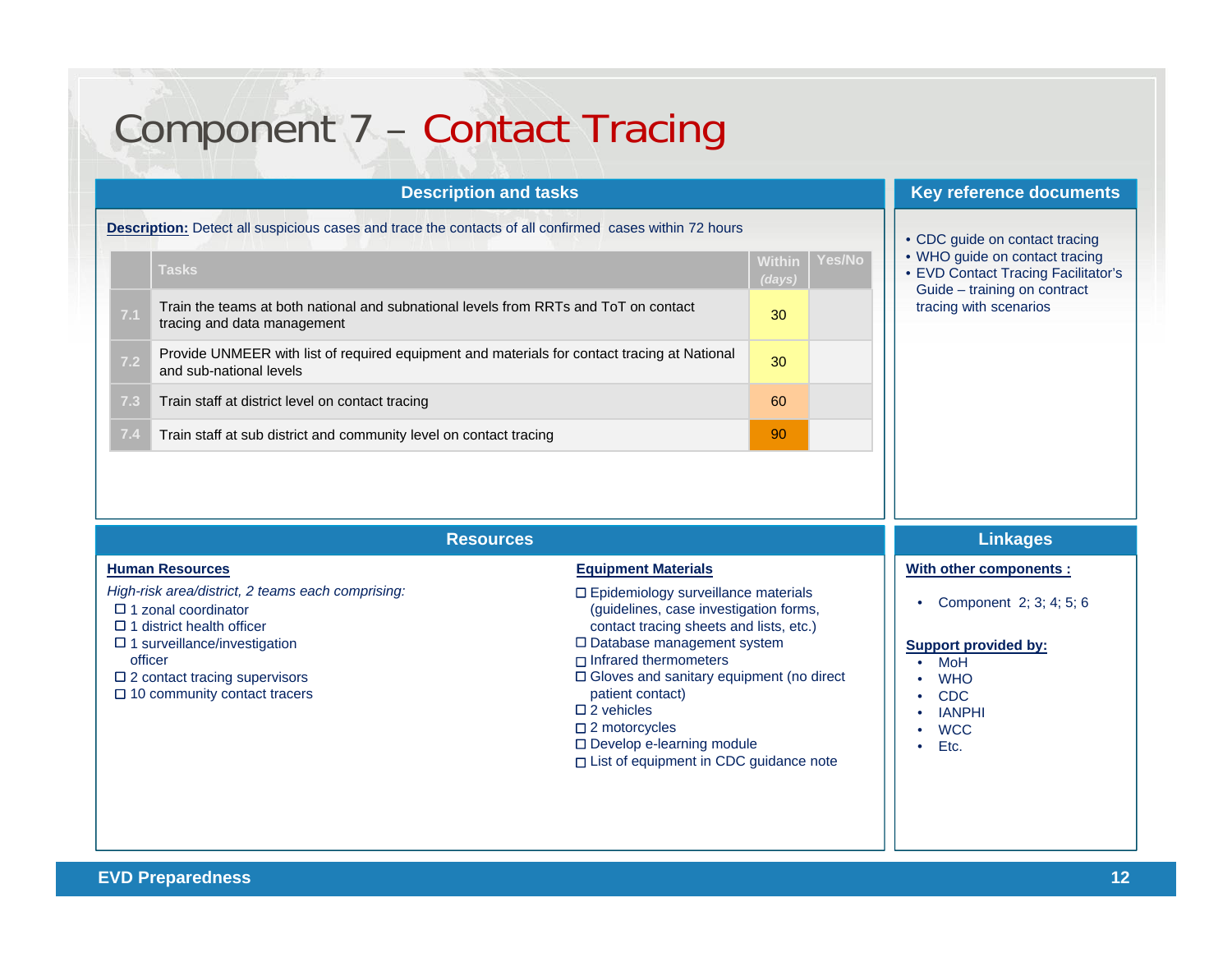# Component 7 – Contact Tracing

## Description and tasks

**Description:** Detect all suspicious cases and trace the contacts of all confirmed cases within 72 hours

| | Tasks | Within *(days)* | Yes/No |
|---|---|---|---|
| 7.1 | Train the teams at both national and subnational levels from RRTs and ToT on contact tracing and data management | 30 | |
| 7.2 | Provide UNMEER with list of required equipment and materials for contact tracing at National and sub-national levels | 30 | |
| 7.3 | Train staff at district level on contact tracing | 60 | |
| 7.4 | Train staff at sub district and community level on contact tracing | 90 | |

## Key reference documents

- CDC guide on contact tracing
- WHO guide on contact tracing
- EVD Contact Tracing Facilitator's Guide – training on contract tracing with scenarios

## Resources

**Human Resources**

*High-risk area/district, 2 teams each comprising:*

- ☐ 1 zonal coordinator
- ☐ 1 district health officer
- ☐ 1 surveillance/investigation officer
- ☐ 2 contact tracing supervisors
- ☐ 10 community contact tracers

**Equipment Materials**

- ☐ Epidemiology surveillance materials (guidelines, case investigation forms, contact tracing sheets and lists, etc.)
- ☐ Database management system
- ☐ Infrared thermometers
- ☐ Gloves and sanitary equipment (no direct patient contact)
- ☐ 2 vehicles
- ☐ 2 motorcycles
- ☐ Develop e-learning module
- ☐ List of equipment in CDC guidance note

## Linkages

**With other components :**

- Component 2; 3; 4; 5; 6

**Support provided by:**

- MoH
- WHO
- CDC
- IANPHI
- WCC
- Etc.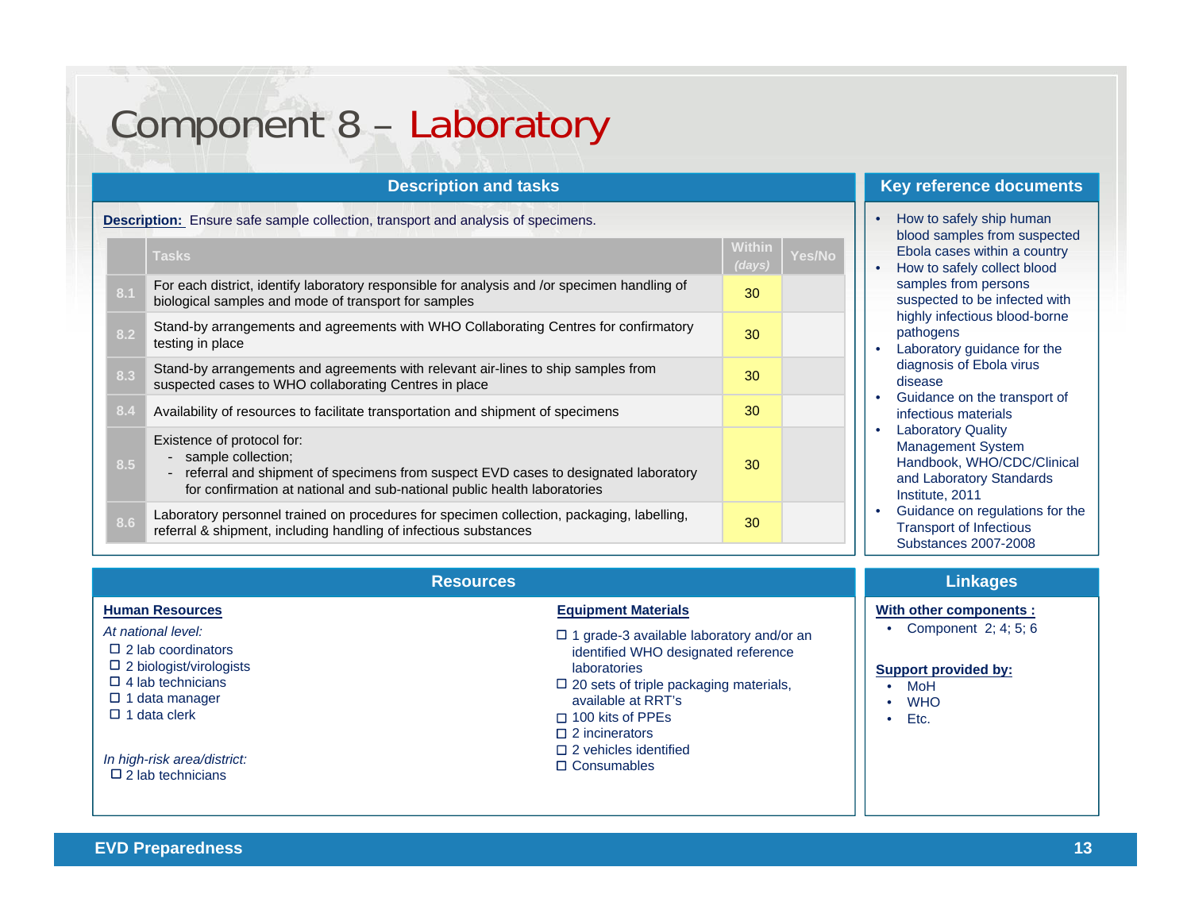# Component 8 – Laboratory

## Description and tasks

**Description:** Ensure safe sample collection, transport and analysis of specimens.

| | Tasks | Within *(days)* | Yes/No |
|---|---|---|---|
| 8.1 | For each district, identify laboratory responsible for analysis and /or specimen handling of biological samples and mode of transport for samples | 30 | |
| 8.2 | Stand-by arrangements and agreements with WHO Collaborating Centres for confirmatory testing in place | 30 | |
| 8.3 | Stand-by arrangements and agreements with relevant air-lines to ship samples from suspected cases to WHO collaborating Centres in place | 30 | |
| 8.4 | Availability of resources to facilitate transportation and shipment of specimens | 30 | |
| 8.5 | Existence of protocol for: - sample collection; - referral and shipment of specimens from suspect EVD cases to designated laboratory for confirmation at national and sub-national public health laboratories | 30 | |
| 8.6 | Laboratory personnel trained on procedures for specimen collection, packaging, labelling, referral & shipment, including handling of infectious substances | 30 | |

## Key reference documents

- How to safely ship human blood samples from suspected Ebola cases within a country
- How to safely collect blood samples from persons suspected to be infected with highly infectious blood-borne pathogens
- Laboratory guidance for the diagnosis of Ebola virus disease
- Guidance on the transport of infectious materials
- Laboratory Quality Management System Handbook, WHO/CDC/Clinical and Laboratory Standards Institute, 2011
- Guidance on regulations for the Transport of Infectious Substances 2007-2008

## Resources

**Human Resources**

*At national level:*

- ☐ 2 lab coordinators
- ☐ 2 biologist/virologists
- ☐ 4 lab technicians
- ☐ 1 data manager
- ☐ 1 data clerk

*In high-risk area/district:*

- ☐ 2 lab technicians

**Equipment Materials**

- ☐ 1 grade-3 available laboratory and/or an identified WHO designated reference laboratories
- ☐ 20 sets of triple packaging materials, available at RRT's
- ☐ 100 kits of PPEs
- ☐ 2 incinerators
- ☐ 2 vehicles identified
- ☐ Consumables

## Linkages

**With other components :**

- Component 2; 4; 5; 6

**Support provided by:**

- MoH
- WHO
- Etc.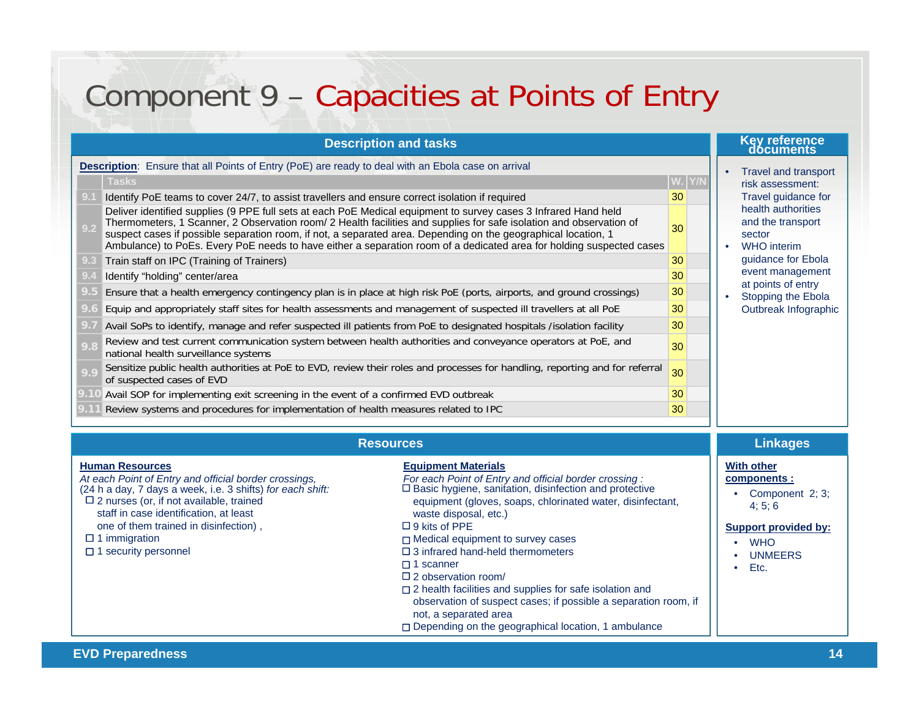# Component 9 – Capacities at Points of Entry

## Description and tasks

**Description**: Ensure that all Points of Entry (PoE) are ready to deal with an Ebola case on arrival

| | Tasks | W. | Y/N |
|---|---|---|---|
| 9.1 | Identify PoE teams to cover 24/7, to assist travellers and ensure correct isolation if required | 30 | |
| 9.2 | Deliver identified supplies (9 PPE full sets at each PoE Medical equipment to survey cases 3 Infrared Hand held Thermometers, 1 Scanner, 2 Observation room/ 2 Health facilities and supplies for safe isolation and observation of suspect cases if possible separation room, if not, a separated area. Depending on the geographical location, 1 Ambulance) to PoEs. Every PoE needs to have either a separation room of a dedicated area for holding suspected cases | 30 | |
| 9.3 | Train staff on IPC (Training of Trainers) | 30 | |
| 9.4 | Identify "holding" center/area | 30 | |
| 9.5 | Ensure that a health emergency contingency plan is in place at high risk PoE (ports, airports, and ground crossings) | 30 | |
| 9.6 | Equip and appropriately staff sites for health assessments and management of suspected ill travellers at all PoE | 30 | |
| 9.7 | Avail SoPs to identify, manage and refer suspected ill patients from PoE to designated hospitals /isolation facility | 30 | |
| 9.8 | Review and test current communication system between health authorities and conveyance operators at PoE, and national health surveillance systems | 30 | |
| 9.9 | Sensitize public health authorities at PoE to EVD, review their roles and processes for handling, reporting and for referral of suspected cases of EVD | 30 | |
| 9.10 | Avail SOP for implementing exit screening in the event of a confirmed EVD outbreak | 30 | |
| 9.11 | Review systems and procedures for implementation of health measures related to IPC | 30 | |

## Key reference documents

- Travel and transport risk assessment: Travel guidance for health authorities and the transport sector
- WHO interim guidance for Ebola event management at points of entry
- Stopping the Ebola Outbreak Infographic

## Resources

**Human Resources**

*At each Point of Entry and official border crossings,*
(24 h a day, 7 days a week, i.e. 3 shifts) *for each shift:*

- ☐ 2 nurses (or, if not available, trained staff in case identification, at least one of them trained in disinfection) ,
- ☐ 1 immigration
- ☐ 1 security personnel

**Equipment Materials**

*For each Point of Entry and official border crossing :*

- ☐ Basic hygiene, sanitation, disinfection and protective equipment (gloves, soaps, chlorinated water, disinfectant, waste disposal, etc.)
- ☐ 9 kits of PPE
- ☐ Medical equipment to survey cases
- ☐ 3 infrared hand-held thermometers
- ☐ 1 scanner
- ☐ 2 observation room/
- ☐ 2 health facilities and supplies for safe isolation and observation of suspect cases; if possible a separation room, if not, a separated area
- ☐ Depending on the geographical location, 1 ambulance

## Linkages

**With other components :**

- Component 2; 3; 4; 5; 6

**Support provided by:**

- WHO
- UNMEERS
- Etc.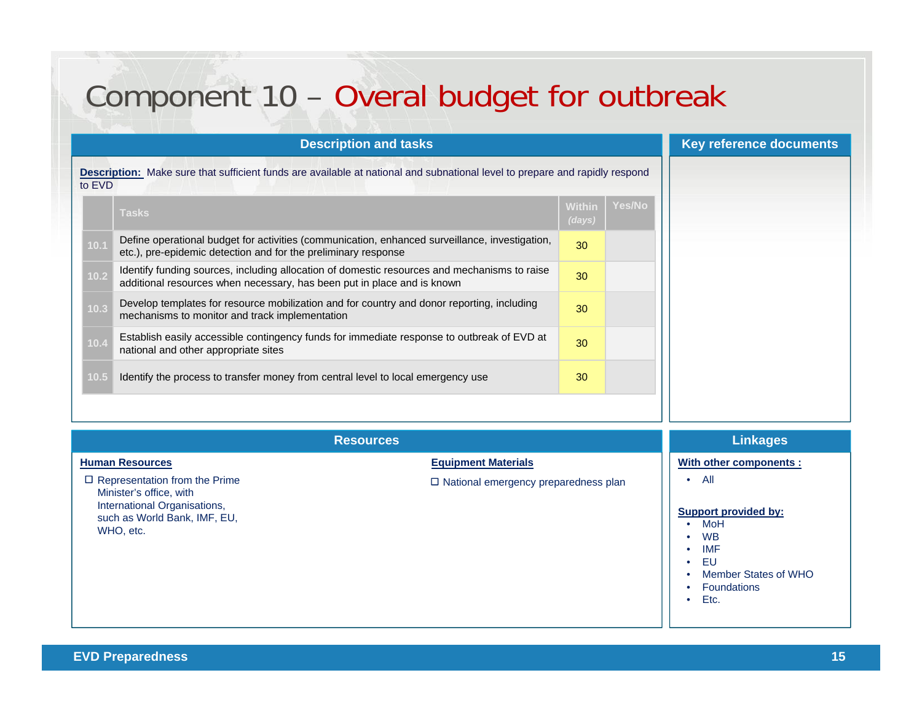# Component 10 – Overal budget for outbreak

## Description and tasks

**Description:** Make sure that sufficient funds are available at national and subnational level to prepare and rapidly respond to EVD

| | Tasks | Within *(days)* | Yes/No |
|---|---|---|---|
| 10.1 | Define operational budget for activities (communication, enhanced surveillance, investigation, etc.), pre-epidemic detection and for the preliminary response | 30 | |
| 10.2 | Identify funding sources, including allocation of domestic resources and mechanisms to raise additional resources when necessary, has been put in place and is known | 30 | |
| 10.3 | Develop templates for resource mobilization and for country and donor reporting, including mechanisms to monitor and track implementation | 30 | |
| 10.4 | Establish easily accessible contingency funds for immediate response to outbreak of EVD at national and other appropriate sites | 30 | |
| 10.5 | Identify the process to transfer money from central level to local emergency use | 30 | |

## Key reference documents

## Resources

**Human Resources**

- ☐ Representation from the Prime Minister's office, with International Organisations, such as World Bank, IMF, EU, WHO, etc.

**Equipment Materials**

- ☐ National emergency preparedness plan

## Linkages

**With other components :**

- All

**Support provided by:**

- MoH
- WB
- IMF
- EU
- Member States of WHO
- Foundations
- Etc.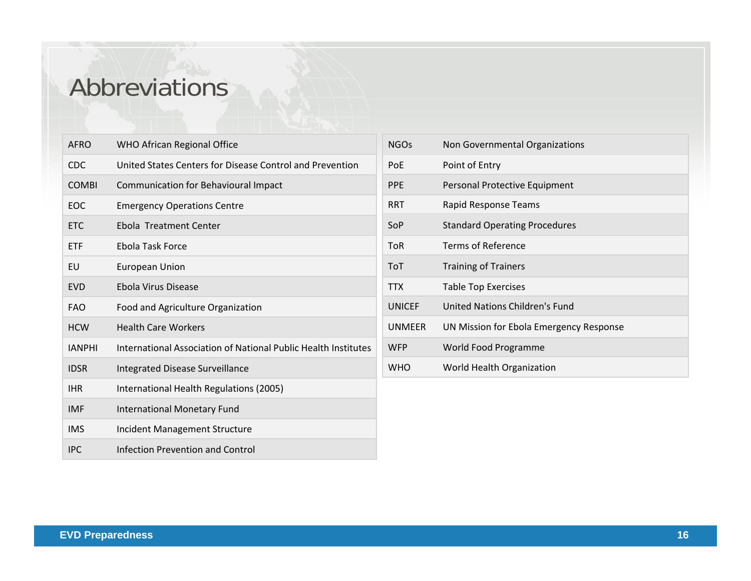# Abbreviations

| | |
|---|---|
| AFRO | WHO African Regional Office |
| CDC | United States Centers for Disease Control and Prevention |
| COMBI | Communication for Behavioural Impact |
| EOC | Emergency Operations Centre |
| ETC | Ebola  Treatment Center |
| ETF | Ebola Task Force |
| EU | European Union |
| EVD | Ebola Virus Disease |
| FAO | Food and Agriculture Organization |
| HCW | Health Care Workers |
| IANPHI | International Association of National Public Health Institutes |
| IDSR | Integrated Disease Surveillance |
| IHR | International Health Regulations (2005) |
| IMF | International Monetary Fund |
| IMS | Incident Management Structure |
| IPC | Infection Prevention and Control |

| | |
|---|---|
| NGOs | Non Governmental Organizations |
| PoE | Point of Entry |
| PPE | Personal Protective Equipment |
| RRT | Rapid Response Teams |
| SoP | Standard Operating Procedures |
| ToR | Terms of Reference |
| ToT | Training of Trainers |
| TTX | Table Top Exercises |
| UNICEF | United Nations Children's Fund |
| UNMEER | UN Mission for Ebola Emergency Response |
| WFP | World Food Programme |
| WHO | World Health Organization |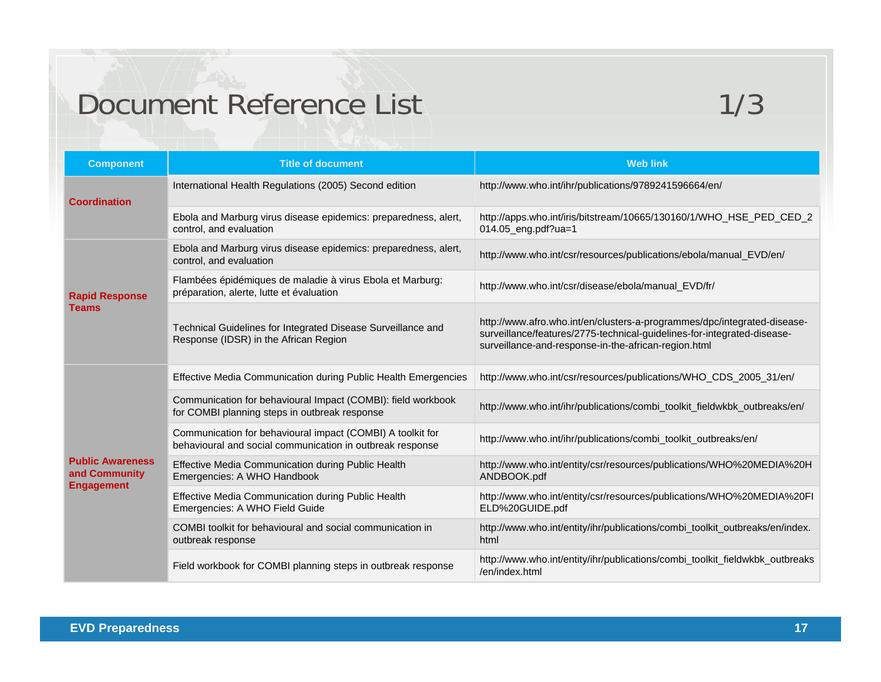# Document Reference List 1/3

| Component | Title of document | Web link |
|---|---|---|
| **Coordination** | International Health Regulations (2005) Second edition | http://www.who.int/ihr/publications/9789241596664/en/ |
| | Ebola and Marburg virus disease epidemics: preparedness, alert, control, and evaluation | http://apps.who.int/iris/bitstream/10665/130160/1/WHO_HSE_PED_CED_2014.05_eng.pdf?ua=1 |
| **Rapid Response Teams** | Ebola and Marburg virus disease epidemics: preparedness, alert, control, and evaluation | http://www.who.int/csr/resources/publications/ebola/manual_EVD/en/ |
| | Flambées épidémiques de maladie à virus Ebola et Marburg: préparation, alerte, lutte et évaluation | http://www.who.int/csr/disease/ebola/manual_EVD/fr/ |
| | Technical Guidelines for Integrated Disease Surveillance and Response (IDSR) in the African Region | http://www.afro.who.int/en/clusters-a-programmes/dpc/integrated-disease-surveillance/features/2775-technical-guidelines-for-integrated-disease-surveillance-and-response-in-the-african-region.html |
| **Public Awareness and Community Engagement** | Effective Media Communication during Public Health Emergencies | http://www.who.int/csr/resources/publications/WHO_CDS_2005_31/en/ |
| | Communication for behavioural Impact (COMBI): field workbook for COMBI planning steps in outbreak response | http://www.who.int/ihr/publications/combi_toolkit_fieldwkbk_outbreaks/en/ |
| | Communication for behavioural impact (COMBI) A toolkit for behavioural and social communication in outbreak response | http://www.who.int/ihr/publications/combi_toolkit_outbreaks/en/ |
| | Effective Media Communication during Public Health Emergencies: A WHO Handbook | http://www.who.int/entity/csr/resources/publications/WHO%20MEDIA%20HANDBOOK.pdf |
| | Effective Media Communication during Public Health Emergencies: A WHO Field Guide | http://www.who.int/entity/csr/resources/publications/WHO%20MEDIA%20FIELD%20GUIDE.pdf |
| | COMBI toolkit for behavioural and social communication in outbreak response | http://www.who.int/entity/ihr/publications/combi_toolkit_outbreaks/en/index.html |
| | Field workbook for COMBI planning steps in outbreak response | http://www.who.int/entity/ihr/publications/combi_toolkit_fieldwkbk_outbreaks/en/index.html |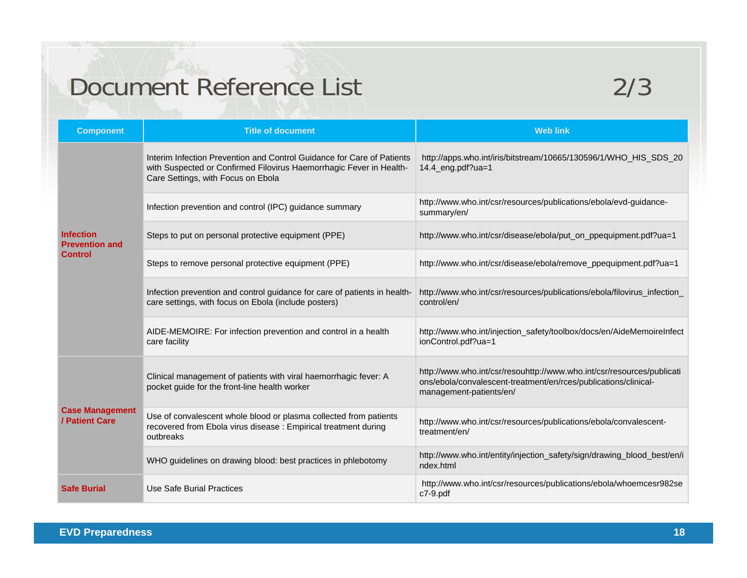# Document Reference List 2/3

| Component | Title of document | Web link |
|---|---|---|
| Infection Prevention and Control | Interim Infection Prevention and Control Guidance for Care of Patients with Suspected or Confirmed Filovirus Haemorrhagic Fever in Health-Care Settings, with Focus on Ebola | http://apps.who.int/iris/bitstream/10665/130596/1/WHO_HIS_SDS_2014.4_eng.pdf?ua=1 |
| | Infection prevention and control (IPC) guidance summary | http://www.who.int/csr/resources/publications/ebola/evd-guidance-summary/en/ |
| | Steps to put on personal protective equipment (PPE) | http://www.who.int/csr/disease/ebola/put_on_ppequipment.pdf?ua=1 |
| | Steps to remove personal protective equipment (PPE) | http://www.who.int/csr/disease/ebola/remove_ppequipment.pdf?ua=1 |
| | Infection prevention and control guidance for care of patients in health-care settings, with focus on Ebola (include posters) | http://www.who.int/csr/resources/publications/ebola/filovirus_infection_control/en/ |
| | AIDE-MEMOIRE: For infection prevention and control in a health care facility | http://www.who.int/injection_safety/toolbox/docs/en/AideMemoireInfectionControl.pdf?ua=1 |
| Case Management / Patient Care | Clinical management of patients with viral haemorrhagic fever: A pocket guide for the front-line health worker | http://www.who.int/csr/resouhttp://www.who.int/csr/resources/publications/ebola/convalescent-treatment/en/rces/publications/clinical-management-patients/en/ |
| | Use of convalescent whole blood or plasma collected from patients recovered from Ebola virus disease : Empirical treatment during outbreaks | http://www.who.int/csr/resources/publications/ebola/convalescent-treatment/en/ |
| | WHO guidelines on drawing blood: best practices in phlebotomy | http://www.who.int/entity/injection_safety/sign/drawing_blood_best/en/index.html |
| Safe Burial | Use Safe Burial Practices | http://www.who.int/csr/resources/publications/ebola/whoemcesr982sec7-9.pdf |

EVD Preparedness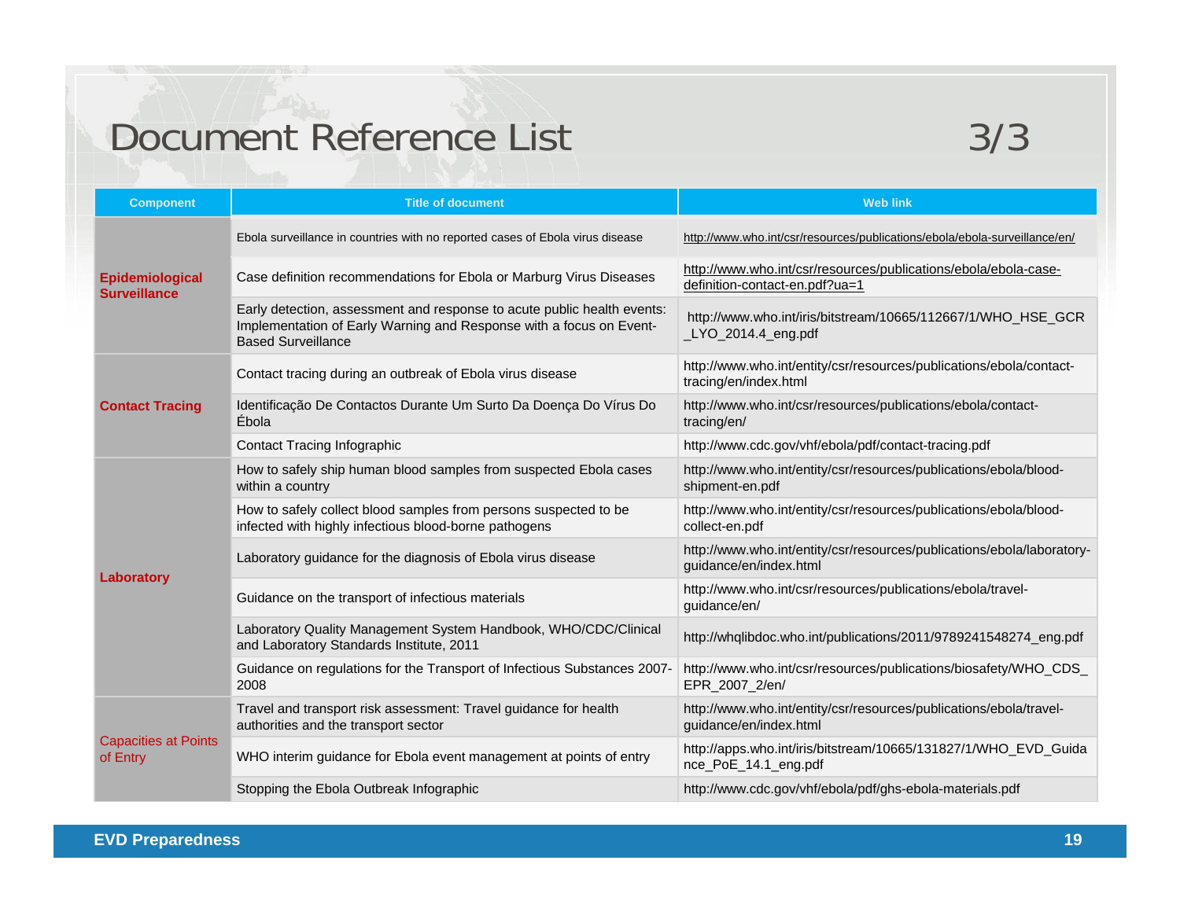# Document Reference List 3/3

| Component | Title of document | Web link |
|---|---|---|
| **Epidemiological Surveillance** | Ebola surveillance in countries with no reported cases of Ebola virus disease | http://www.who.int/csr/resources/publications/ebola/ebola-surveillance/en/ |
| | Case definition recommendations for Ebola or Marburg Virus Diseases | http://www.who.int/csr/resources/publications/ebola/ebola-case-definition-contact-en.pdf?ua=1 |
| | Early detection, assessment and response to acute public health events: Implementation of Early Warning and Response with a focus on Event-Based Surveillance | http://www.who.int/iris/bitstream/10665/112667/1/WHO_HSE_GCR_LYO_2014.4_eng.pdf |
| **Contact Tracing** | Contact tracing during an outbreak of Ebola virus disease | http://www.who.int/entity/csr/resources/publications/ebola/contact-tracing/en/index.html |
| | Identificação De Contactos Durante Um Surto Da Doença Do Vírus Do Ébola | http://www.who.int/csr/resources/publications/ebola/contact-tracing/en/ |
| | Contact Tracing Infographic | http://www.cdc.gov/vhf/ebola/pdf/contact-tracing.pdf |
| **Laboratory** | How to safely ship human blood samples from suspected Ebola cases within a country | http://www.who.int/entity/csr/resources/publications/ebola/blood-shipment-en.pdf |
| | How to safely collect blood samples from persons suspected to be infected with highly infectious blood-borne pathogens | http://www.who.int/entity/csr/resources/publications/ebola/blood-collect-en.pdf |
| | Laboratory guidance for the diagnosis of Ebola virus disease | http://www.who.int/entity/csr/resources/publications/ebola/laboratory-guidance/en/index.html |
| | Guidance on the transport of infectious materials | http://www.who.int/csr/resources/publications/ebola/travel-guidance/en/ |
| | Laboratory Quality Management System Handbook, WHO/CDC/Clinical and Laboratory Standards Institute, 2011 | http://whqlibdoc.who.int/publications/2011/9789241548274_eng.pdf |
| | Guidance on regulations for the Transport of Infectious Substances 2007-2008 | http://www.who.int/csr/resources/publications/biosafety/WHO_CDS_EPR_2007_2/en/ |
| Capacities at Points of Entry | Travel and transport risk assessment: Travel guidance for health authorities and the transport sector | http://www.who.int/entity/csr/resources/publications/ebola/travel-guidance/en/index.html |
| | WHO interim guidance for Ebola event management at points of entry | http://apps.who.int/iris/bitstream/10665/131827/1/WHO_EVD_Guidance_PoE_14.1_eng.pdf |
| | Stopping the Ebola Outbreak Infographic | http://www.cdc.gov/vhf/ebola/pdf/ghs-ebola-materials.pdf |